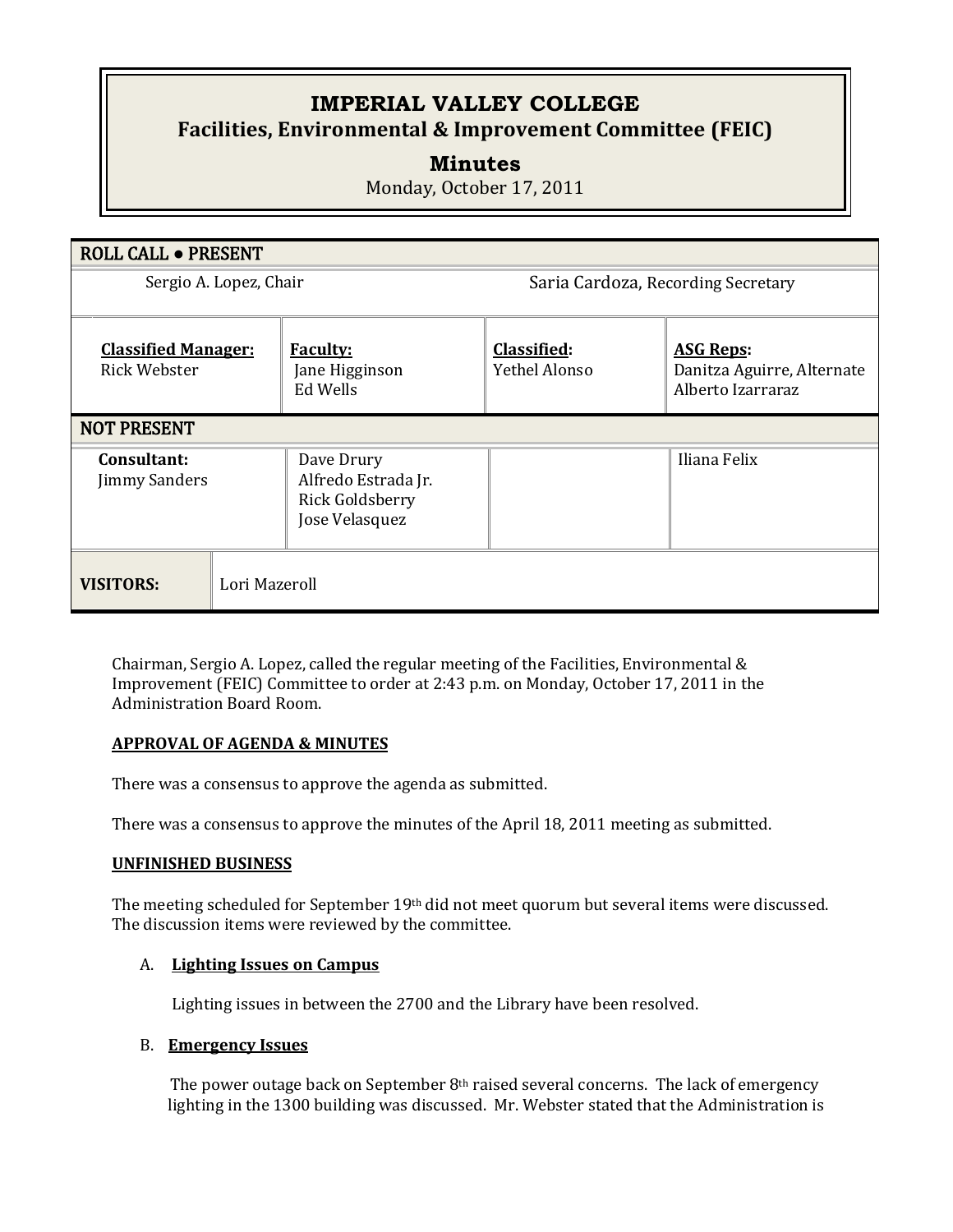# IMPERIAL VALLEY COLLEGE
## Facilities, Environmental & Improvement Committee (FEIC)
## Minutes
Monday, October 17, 2011

| ROLL CALL • PRESENT | | | |
|---|---|---|---|
| Sergio A. Lopez, Chair | | Saria Cardoza, Recording Secretary | |
| **Classified Manager:**<br>Rick Webster | **Faculty:**<br>Jane Higginson<br>Ed Wells | **Classified:**<br>Yethel Alonso | **ASG Reps:**<br>Danitza Aguirre, Alternate<br>Alberto Izarraraz |
| **NOT PRESENT** | | | |
| **Consultant:**<br>Jimmy Sanders | Dave Drury<br>Alfredo Estrada Jr.<br>Rick Goldsberry<br>Jose Velasquez | | Iliana Felix |
| **VISITORS:** | Lori Mazeroll | | |

Chairman, Sergio A. Lopez, called the regular meeting of the Facilities, Environmental & Improvement (FEIC) Committee to order at 2:43 p.m. on Monday, October 17, 2011 in the Administration Board Room.

**APPROVAL OF AGENDA & MINUTES**

There was a consensus to approve the agenda as submitted.

There was a consensus to approve the minutes of the April 18, 2011 meeting as submitted.

**UNFINISHED BUSINESS**

The meeting scheduled for September 19th did not meet quorum but several items were discussed. The discussion items were reviewed by the committee.

A. **Lighting Issues on Campus**

Lighting issues in between the 2700 and the Library have been resolved.

B. **Emergency Issues**

The power outage back on September 8th raised several concerns. The lack of emergency lighting in the 1300 building was discussed. Mr. Webster stated that the Administration is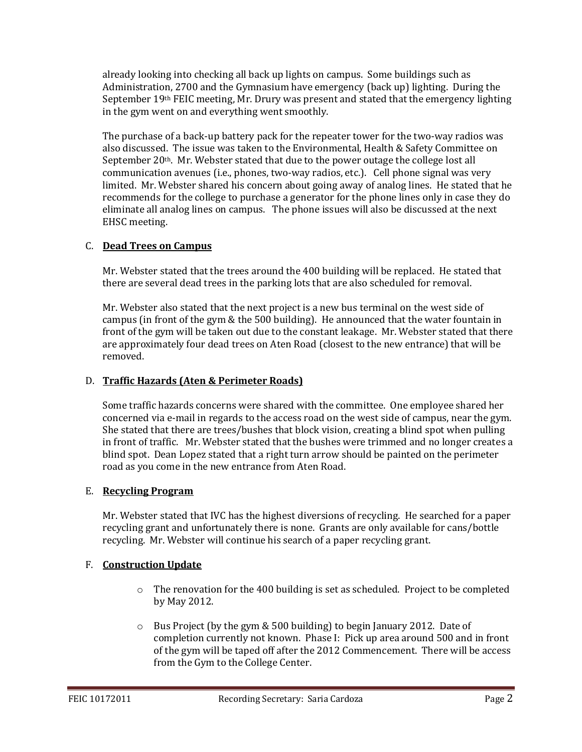already looking into checking all back up lights on campus. Some buildings such as Administration, 2700 and the Gymnasium have emergency (back up) lighting. During the September 19th FEIC meeting, Mr. Drury was present and stated that the emergency lighting in the gym went on and everything went smoothly.

The purchase of a back-up battery pack for the repeater tower for the two-way radios was also discussed. The issue was taken to the Environmental, Health & Safety Committee on September 20th. Mr. Webster stated that due to the power outage the college lost all communication avenues (i.e., phones, two-way radios, etc.). Cell phone signal was very limited. Mr. Webster shared his concern about going away of analog lines. He stated that he recommends for the college to purchase a generator for the phone lines only in case they do eliminate all analog lines on campus. The phone issues will also be discussed at the next EHSC meeting.

C. **Dead Trees on Campus**

Mr. Webster stated that the trees around the 400 building will be replaced. He stated that there are several dead trees in the parking lots that are also scheduled for removal.

Mr. Webster also stated that the next project is a new bus terminal on the west side of campus (in front of the gym & the 500 building). He announced that the water fountain in front of the gym will be taken out due to the constant leakage. Mr. Webster stated that there are approximately four dead trees on Aten Road (closest to the new entrance) that will be removed.

D. **Traffic Hazards (Aten & Perimeter Roads)**

Some traffic hazards concerns were shared with the committee. One employee shared her concerned via e-mail in regards to the access road on the west side of campus, near the gym. She stated that there are trees/bushes that block vision, creating a blind spot when pulling in front of traffic. Mr. Webster stated that the bushes were trimmed and no longer creates a blind spot. Dean Lopez stated that a right turn arrow should be painted on the perimeter road as you come in the new entrance from Aten Road.

E. **Recycling Program**

Mr. Webster stated that IVC has the highest diversions of recycling. He searched for a paper recycling grant and unfortunately there is none. Grants are only available for cans/bottle recycling. Mr. Webster will continue his search of a paper recycling grant.

F. **Construction Update**

- The renovation for the 400 building is set as scheduled. Project to be completed by May 2012.
- Bus Project (by the gym & 500 building) to begin January 2012. Date of completion currently not known. Phase I: Pick up area around 500 and in front of the gym will be taped off after the 2012 Commencement. There will be access from the Gym to the College Center.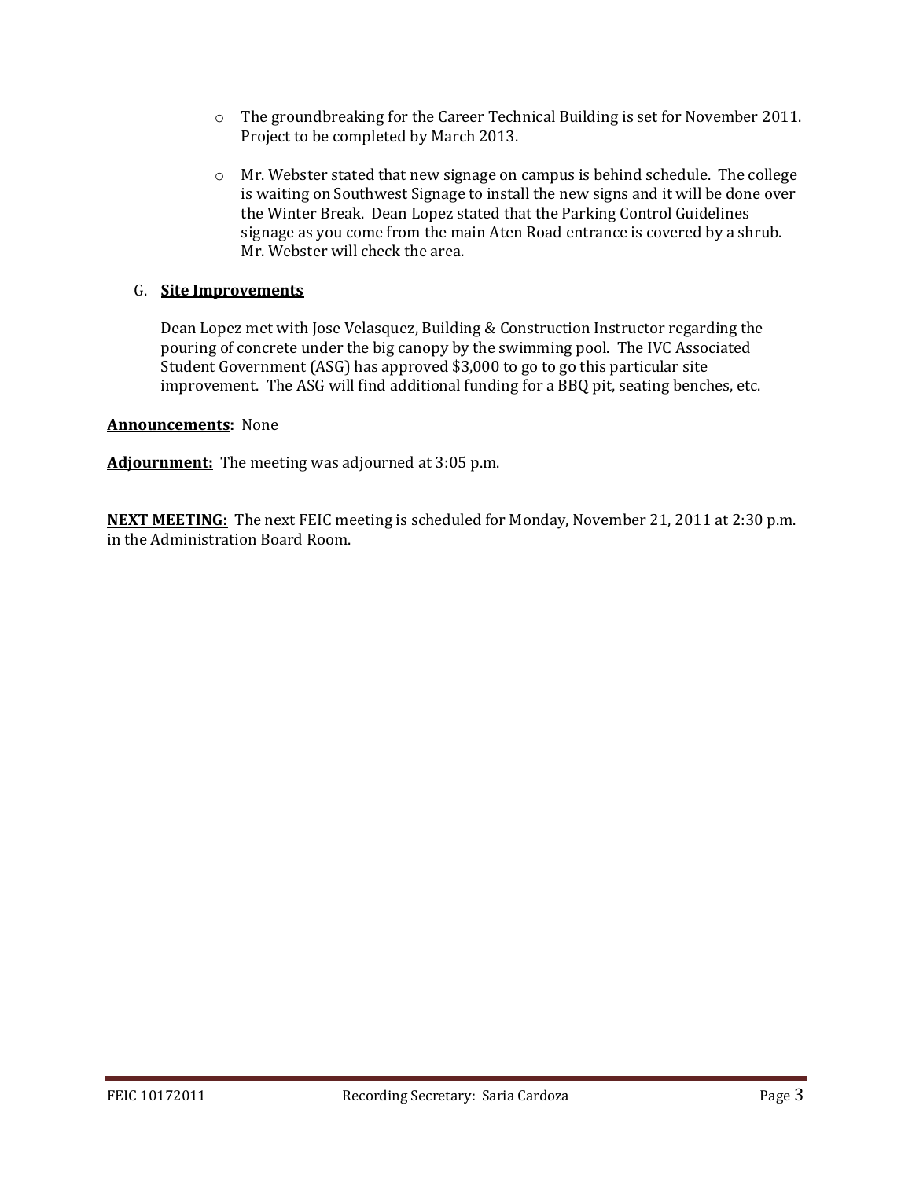- The groundbreaking for the Career Technical Building is set for November 2011. Project to be completed by March 2013.

- Mr. Webster stated that new signage on campus is behind schedule. The college is waiting on Southwest Signage to install the new signs and it will be done over the Winter Break. Dean Lopez stated that the Parking Control Guidelines signage as you come from the main Aten Road entrance is covered by a shrub. Mr. Webster will check the area.

G. **Site Improvements**

Dean Lopez met with Jose Velasquez, Building & Construction Instructor regarding the pouring of concrete under the big canopy by the swimming pool. The IVC Associated Student Government (ASG) has approved $3,000 to go to go this particular site improvement. The ASG will find additional funding for a BBQ pit, seating benches, etc.

**Announcements:** None

**Adjournment:** The meeting was adjourned at 3:05 p.m.

**NEXT MEETING:** The next FEIC meeting is scheduled for Monday, November 21, 2011 at 2:30 p.m. in the Administration Board Room.